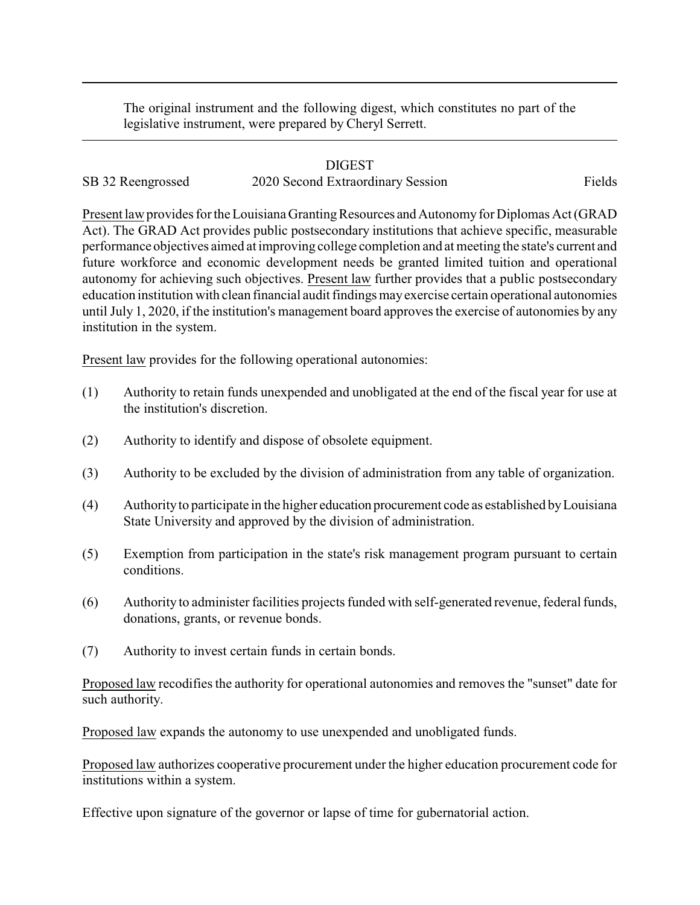The original instrument and the following digest, which constitutes no part of the legislative instrument, were prepared by Cheryl Serrett.

DIGEST

SB 32 Reengrossed 2020 Second Extraordinary Session Fields

Present law provides for the Louisiana Granting Resources and Autonomy for Diplomas Act (GRAD Act). The GRAD Act provides public postsecondary institutions that achieve specific, measurable performance objectives aimed at improving college completion and at meeting the state's current and future workforce and economic development needs be granted limited tuition and operational autonomy for achieving such objectives. Present law further provides that a public postsecondary education institution with clean financial audit findings may exercise certain operational autonomies until July 1, 2020, if the institution's management board approves the exercise of autonomies by any institution in the system.

Present law provides for the following operational autonomies:

(1) Authority to retain funds unexpended and unobligated at the end of the fiscal year for use at the institution's discretion.

(2) Authority to identify and dispose of obsolete equipment.

(3) Authority to be excluded by the division of administration from any table of organization.

(4) Authority to participate in the higher education procurement code as established by Louisiana State University and approved by the division of administration.

(5) Exemption from participation in the state's risk management program pursuant to certain conditions.

(6) Authority to administer facilities projects funded with self-generated revenue, federal funds, donations, grants, or revenue bonds.

(7) Authority to invest certain funds in certain bonds.

Proposed law recodifies the authority for operational autonomies and removes the "sunset" date for such authority.

Proposed law expands the autonomy to use unexpended and unobligated funds.

Proposed law authorizes cooperative procurement under the higher education procurement code for institutions within a system.

Effective upon signature of the governor or lapse of time for gubernatorial action.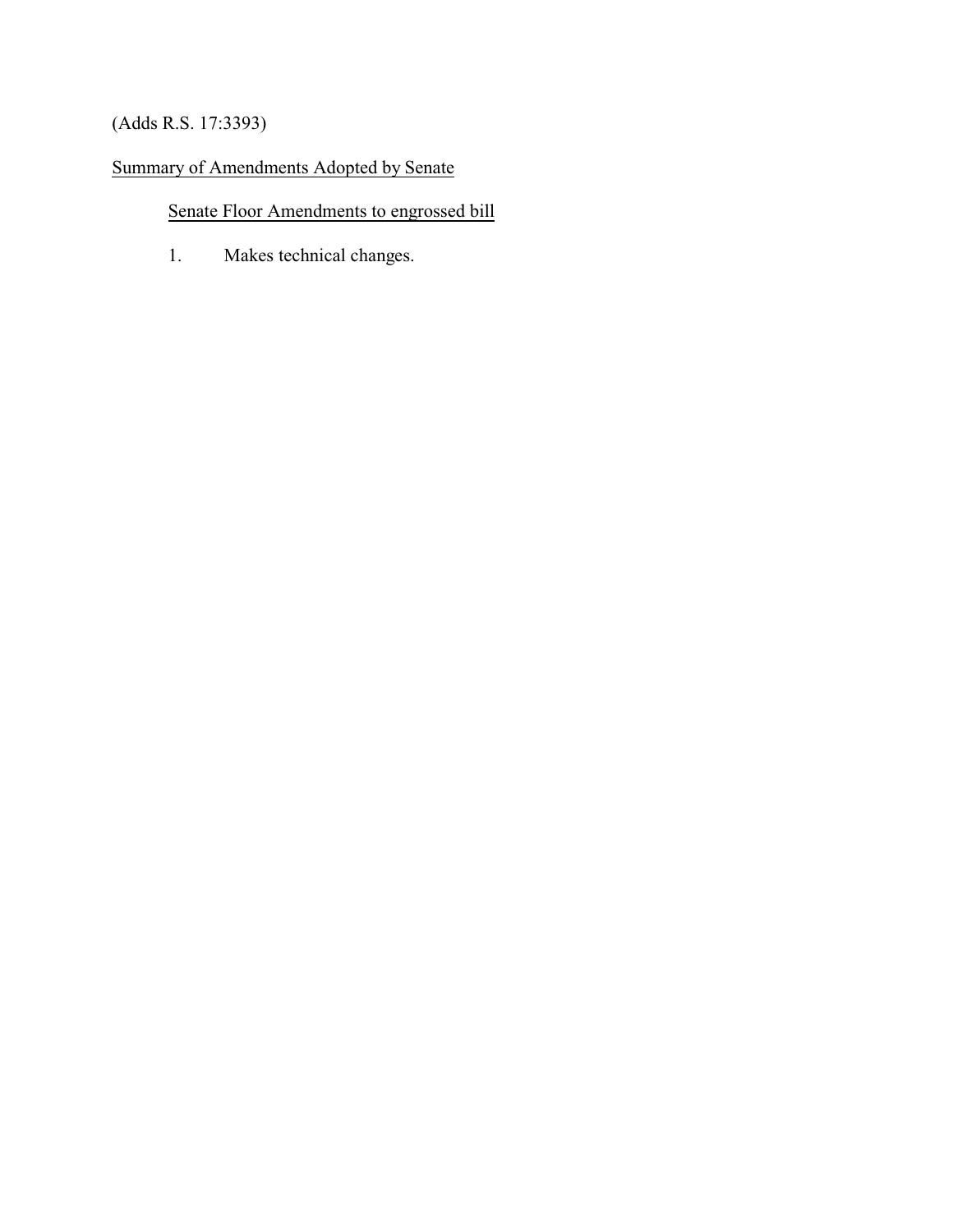(Adds R.S. 17:3393)

Summary of Amendments Adopted by Senate

Senate Floor Amendments to engrossed bill

1. Makes technical changes.